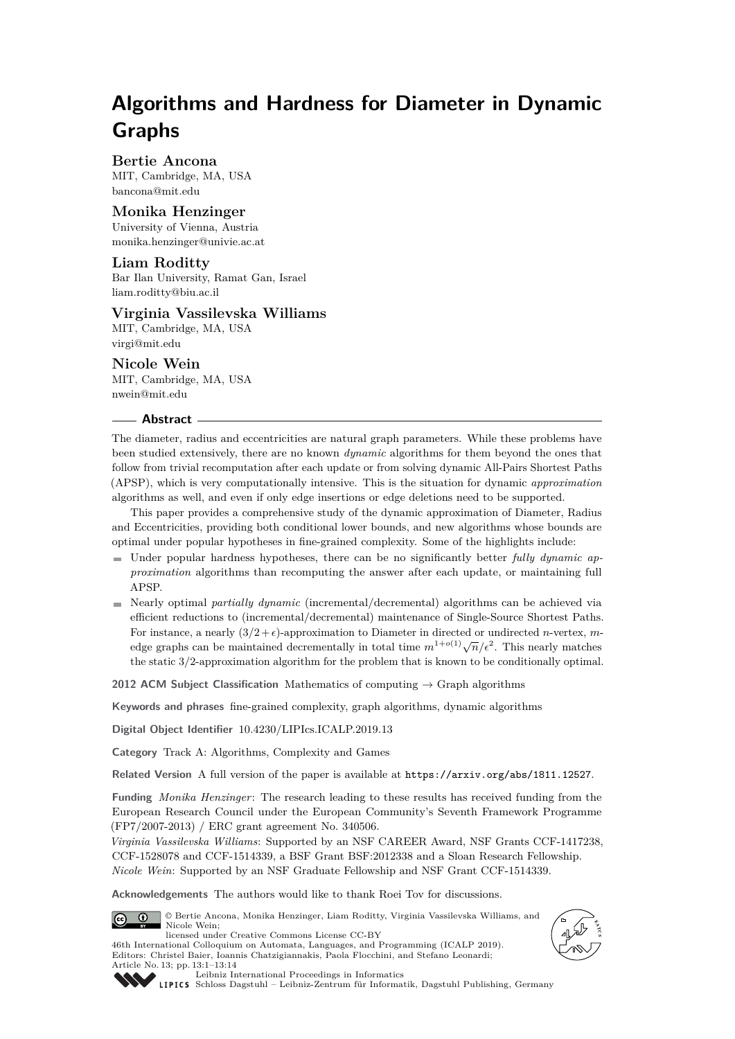# Algorithms and Hardness for Diameter in Dynamic Graphs

**Bertie Ancona**
MIT, Cambridge, MA, USA
bancona@mit.edu

**Monika Henzinger**
University of Vienna, Austria
monika.henzinger@univie.ac.at

**Liam Roditty**
Bar Ilan University, Ramat Gan, Israel
liam.roditty@biu.ac.il

**Virginia Vassilevska Williams**
MIT, Cambridge, MA, USA
virgi@mit.edu

**Nicole Wein**
MIT, Cambridge, MA, USA
nwein@mit.edu

## Abstract

The diameter, radius and eccentricities are natural graph parameters. While these problems have been studied extensively, there are no known *dynamic* algorithms for them beyond the ones that follow from trivial recomputation after each update or from solving dynamic All-Pairs Shortest Paths (APSP), which is very computationally intensive. This is the situation for dynamic *approximation* algorithms as well, and even if only edge insertions or edge deletions need to be supported.

This paper provides a comprehensive study of the dynamic approximation of Diameter, Radius and Eccentricities, providing both conditional lower bounds, and new algorithms whose bounds are optimal under popular hypotheses in fine-grained complexity. Some of the highlights include:

- Under popular hardness hypotheses, there can be no significantly better *fully dynamic approximation* algorithms than recomputing the answer after each update, or maintaining full APSP.
- Nearly optimal *partially dynamic* (incremental/decremental) algorithms can be achieved via efficient reductions to (incremental/decremental) maintenance of Single-Source Shortest Paths. For instance, a nearly $(3/2+\epsilon)$-approximation to Diameter in directed or undirected $n$-vertex, $m$-edge graphs can be maintained decrementally in total time $m^{1+o(1)}\sqrt{n}/\epsilon^2$. This nearly matches the static 3/2-approximation algorithm for the problem that is known to be conditionally optimal.

**2012 ACM Subject Classification** Mathematics of computing → Graph algorithms

**Keywords and phrases** fine-grained complexity, graph algorithms, dynamic algorithms

**Digital Object Identifier** 10.4230/LIPIcs.ICALP.2019.13

**Category** Track A: Algorithms, Complexity and Games

**Related Version** A full version of the paper is available at https://arxiv.org/abs/1811.12527.

**Funding** *Monika Henzinger*: The research leading to these results has received funding from the European Research Council under the European Community's Seventh Framework Programme (FP7/2007-2013) / ERC grant agreement No. 340506.
*Virginia Vassilevska Williams*: Supported by an NSF CAREER Award, NSF Grants CCF-1417238, CCF-1528078 and CCF-1514339, a BSF Grant BSF:2012338 and a Sloan Research Fellowship.
*Nicole Wein*: Supported by an NSF Graduate Fellowship and NSF Grant CCF-1514339.

**Acknowledgements** The authors would like to thank Roei Tov for discussions.

© Bertie Ancona, Monika Henzinger, Liam Roditty, Virginia Vassilevska Williams, and Nicole Wein;
licensed under Creative Commons License CC-BY
46th International Colloquium on Automata, Languages, and Programming (ICALP 2019).
Editors: Christel Baier, Ioannis Chatzigiannakis, Paola Flocchini, and Stefano Leonardi;
Article No. 13; pp. 13:1–13:14
Leibniz International Proceedings in Informatics
Schloss Dagstuhl – Leibniz-Zentrum für Informatik, Dagstuhl Publishing, Germany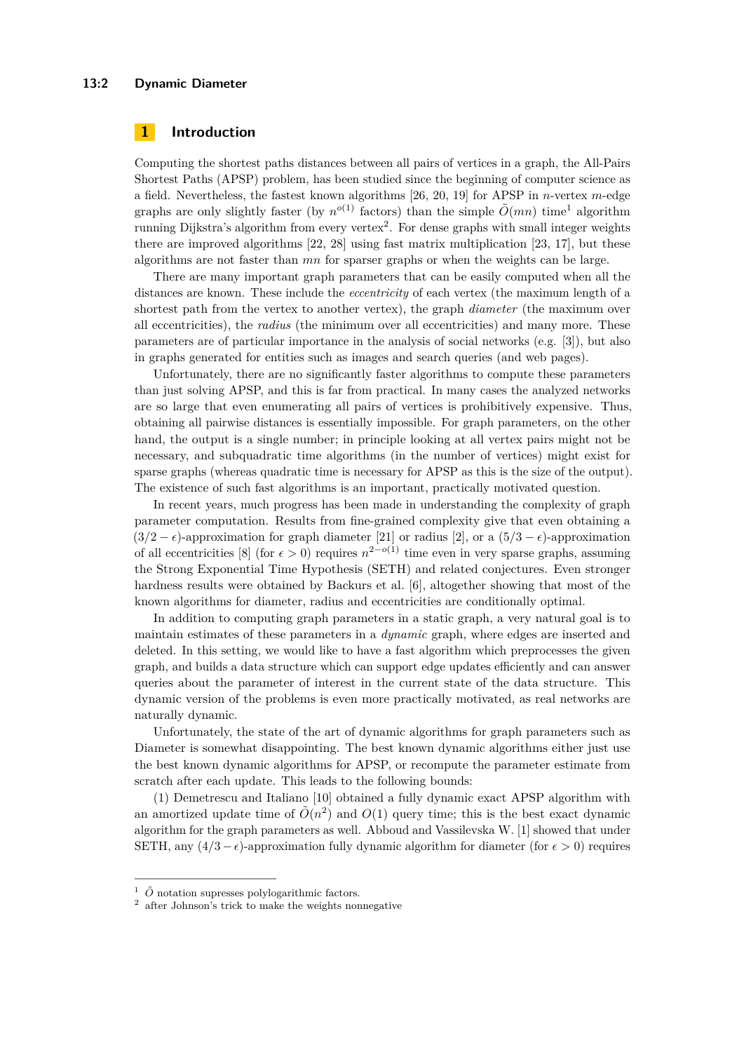## 1 Introduction

Computing the shortest paths distances between all pairs of vertices in a graph, the All-Pairs Shortest Paths (APSP) problem, has been studied since the beginning of computer science as a field. Nevertheless, the fastest known algorithms [26, 20, 19] for APSP in $n$-vertex $m$-edge graphs are only slightly faster (by $n^{o(1)}$ factors) than the simple $\tilde{O}(mn)$ time[1] algorithm running Dijkstra's algorithm from every vertex[2]. For dense graphs with small integer weights there are improved algorithms [22, 28] using fast matrix multiplication [23, 17], but these algorithms are not faster than $mn$ for sparser graphs or when the weights can be large.

There are many important graph parameters that can be easily computed when all the distances are known. These include the *eccentricity* of each vertex (the maximum length of a shortest path from the vertex to another vertex), the graph *diameter* (the maximum over all eccentricities), the *radius* (the minimum over all eccentricities) and many more. These parameters are of particular importance in the analysis of social networks (e.g. [3]), but also in graphs generated for entities such as images and search queries (and web pages).

Unfortunately, there are no significantly faster algorithms to compute these parameters than just solving APSP, and this is far from practical. In many cases the analyzed networks are so large that even enumerating all pairs of vertices is prohibitively expensive. Thus, obtaining all pairwise distances is essentially impossible. For graph parameters, on the other hand, the output is a single number; in principle looking at all vertex pairs might not be necessary, and subquadratic time algorithms (in the number of vertices) might exist for sparse graphs (whereas quadratic time is necessary for APSP as this is the size of the output). The existence of such fast algorithms is an important, practically motivated question.

In recent years, much progress has been made in understanding the complexity of graph parameter computation. Results from fine-grained complexity give that even obtaining a $(3/2 - \epsilon)$-approximation for graph diameter [21] or radius [2], or a $(5/3 - \epsilon)$-approximation of all eccentricities [8] (for $\epsilon > 0$) requires $n^{2-o(1)}$ time even in very sparse graphs, assuming the Strong Exponential Time Hypothesis (SETH) and related conjectures. Even stronger hardness results were obtained by Backurs et al. [6], altogether showing that most of the known algorithms for diameter, radius and eccentricities are conditionally optimal.

In addition to computing graph parameters in a static graph, a very natural goal is to maintain estimates of these parameters in a *dynamic* graph, where edges are inserted and deleted. In this setting, we would like to have a fast algorithm which preprocesses the given graph, and builds a data structure which can support edge updates efficiently and can answer queries about the parameter of interest in the current state of the data structure. This dynamic version of the problems is even more practically motivated, as real networks are naturally dynamic.

Unfortunately, the state of the art of dynamic algorithms for graph parameters such as Diameter is somewhat disappointing. The best known dynamic algorithms either just use the best known dynamic algorithms for APSP, or recompute the parameter estimate from scratch after each update. This leads to the following bounds:

(1) Demetrescu and Italiano [10] obtained a fully dynamic exact APSP algorithm with an amortized update time of $\tilde{O}(n^2)$ and $O(1)$ query time; this is the best exact dynamic algorithm for the graph parameters as well. Abboud and Vassilevska W. [1] showed that under SETH, any $(4/3 - \epsilon)$-approximation fully dynamic algorithm for diameter (for $\epsilon > 0$) requires

---

[1] $\tilde{O}$ notation supresses polylogarithmic factors.

[2] after Johnson's trick to make the weights nonnegative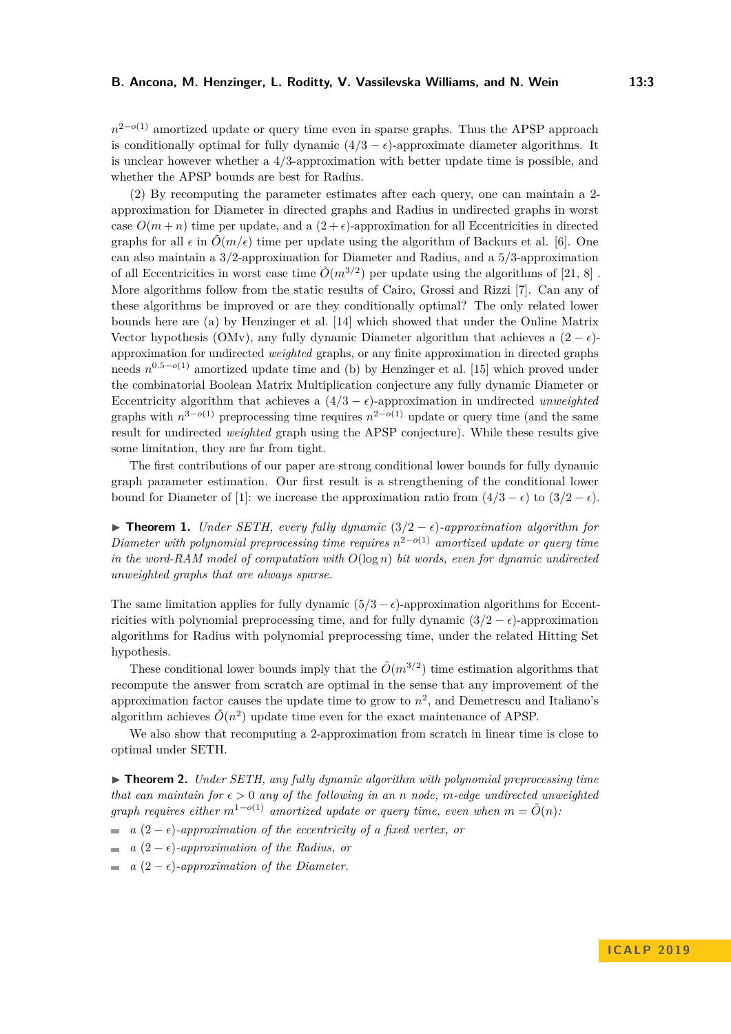$n^{2-o(1)}$ amortized update or query time even in sparse graphs. Thus the APSP approach is conditionally optimal for fully dynamic $(4/3-\epsilon)$-approximate diameter algorithms. It is unclear however whether a 4/3-approximation with better update time is possible, and whether the APSP bounds are best for Radius.

(2) By recomputing the parameter estimates after each query, one can maintain a 2-approximation for Diameter in directed graphs and Radius in undirected graphs in worst case $O(m+n)$ time per update, and a $(2+\epsilon)$-approximation for all Eccentricities in directed graphs for all $\epsilon$ in $\tilde{O}(m/\epsilon)$ time per update using the algorithm of Backurs et al. [6]. One can also maintain a 3/2-approximation for Diameter and Radius, and a 5/3-approximation of all Eccentricities in worst case time $\tilde{O}(m^{3/2})$ per update using the algorithms of [21, 8] . More algorithms follow from the static results of Cairo, Grossi and Rizzi [7]. Can any of these algorithms be improved or are they conditionally optimal? The only related lower bounds here are (a) by Henzinger et al. [14] which showed that under the Online Matrix Vector hypothesis (OMv), any fully dynamic Diameter algorithm that achieves a $(2-\epsilon)$-approximation for undirected *weighted* graphs, or any finite approximation in directed graphs needs $n^{0.5-o(1)}$ amortized update time and (b) by Henzinger et al. [15] which proved under the combinatorial Boolean Matrix Multiplication conjecture any fully dynamic Diameter or Eccentricity algorithm that achieves a $(4/3-\epsilon)$-approximation in undirected *unweighted* graphs with $n^{3-o(1)}$ preprocessing time requires $n^{2-o(1)}$ update or query time (and the same result for undirected *weighted* graph using the APSP conjecture). While these results give some limitation, they are far from tight.

The first contributions of our paper are strong conditional lower bounds for fully dynamic graph parameter estimation. Our first result is a strengthening of the conditional lower bound for Diameter of [1]: we increase the approximation ratio from $(4/3-\epsilon)$ to $(3/2-\epsilon)$.

▶ **Theorem 1.** *Under SETH, every fully dynamic $(3/2-\epsilon)$-approximation algorithm for Diameter with polynomial preprocessing time requires $n^{2-o(1)}$ amortized update or query time in the word-RAM model of computation with $O(\log n)$ bit words, even for dynamic undirected unweighted graphs that are always sparse.*

The same limitation applies for fully dynamic $(5/3-\epsilon)$-approximation algorithms for Eccentricities with polynomial preprocessing time, and for fully dynamic $(3/2-\epsilon)$-approximation algorithms for Radius with polynomial preprocessing time, under the related Hitting Set hypothesis.

These conditional lower bounds imply that the $\tilde{O}(m^{3/2})$ time estimation algorithms that recompute the answer from scratch are optimal in the sense that any improvement of the approximation factor causes the update time to grow to $n^2$, and Demetrescu and Italiano's algorithm achieves $\tilde{O}(n^2)$ update time even for the exact maintenance of APSP.

We also show that recomputing a 2-approximation from scratch in linear time is close to optimal under SETH.

▶ **Theorem 2.** *Under SETH, any fully dynamic algorithm with polynomial preprocessing time that can maintain for $\epsilon > 0$ any of the following in an $n$ node, $m$-edge undirected unweighted graph requires either $m^{1-o(1)}$ amortized update or query time, even when $m = \tilde{O}(n)$:*

- *a $(2-\epsilon)$-approximation of the eccentricity of a fixed vertex, or*
- *a $(2-\epsilon)$-approximation of the Radius, or*
- *a $(2-\epsilon)$-approximation of the Diameter.*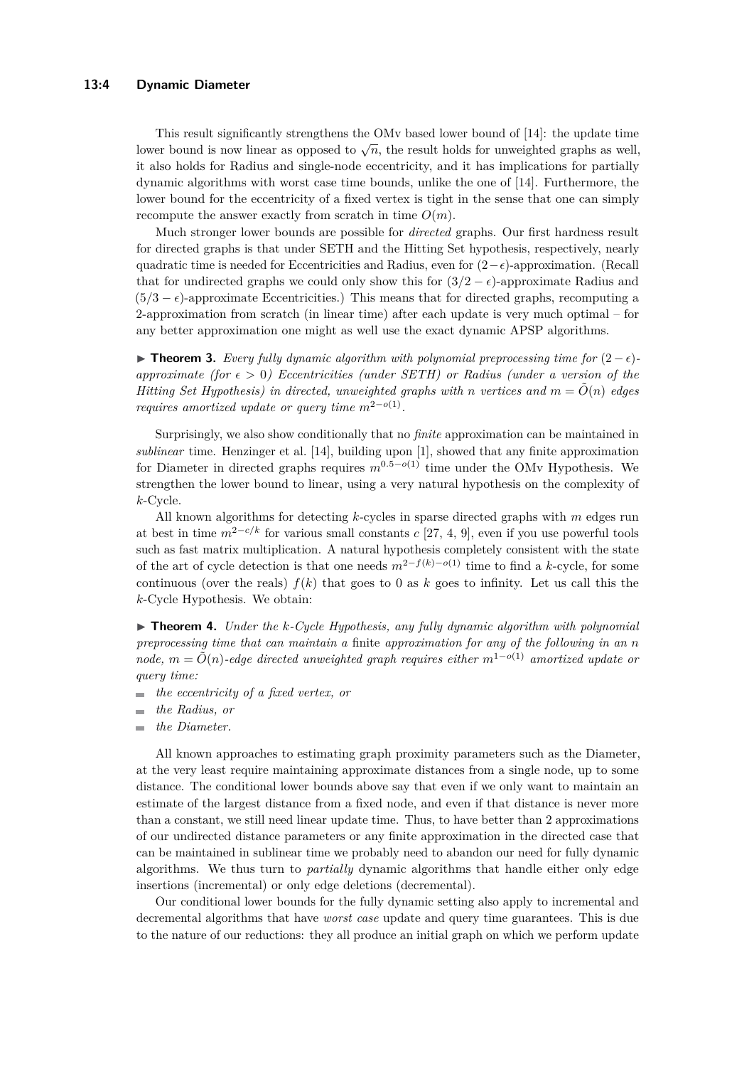This result significantly strengthens the OMv based lower bound of [14]: the update time lower bound is now linear as opposed to $\sqrt{n}$, the result holds for unweighted graphs as well, it also holds for Radius and single-node eccentricity, and it has implications for partially dynamic algorithms with worst case time bounds, unlike the one of [14]. Furthermore, the lower bound for the eccentricity of a fixed vertex is tight in the sense that one can simply recompute the answer exactly from scratch in time $O(m)$.

Much stronger lower bounds are possible for *directed* graphs. Our first hardness result for directed graphs is that under SETH and the Hitting Set hypothesis, respectively, nearly quadratic time is needed for Eccentricities and Radius, even for $(2-\epsilon)$-approximation. (Recall that for undirected graphs we could only show this for $(3/2-\epsilon)$-approximate Radius and $(5/3-\epsilon)$-approximate Eccentricities.) This means that for directed graphs, recomputing a 2-approximation from scratch (in linear time) after each update is very much optimal – for any better approximation one might as well use the exact dynamic APSP algorithms.

▶ **Theorem 3.** *Every fully dynamic algorithm with polynomial preprocessing time for $(2-\epsilon)$-approximate (for $\epsilon > 0$) Eccentricities (under SETH) or Radius (under a version of the Hitting Set Hypothesis) in directed, unweighted graphs with $n$ vertices and $m = \tilde{O}(n)$ edges requires amortized update or query time $m^{2-o(1)}$.*

Surprisingly, we also show conditionally that no *finite* approximation can be maintained in *sublinear* time. Henzinger et al. [14], building upon [1], showed that any finite approximation for Diameter in directed graphs requires $m^{0.5-o(1)}$ time under the OMv Hypothesis. We strengthen the lower bound to linear, using a very natural hypothesis on the complexity of $k$-Cycle.

All known algorithms for detecting $k$-cycles in sparse directed graphs with $m$ edges run at best in time $m^{2-c/k}$ for various small constants $c$ [27, 4, 9], even if you use powerful tools such as fast matrix multiplication. A natural hypothesis completely consistent with the state of the art of cycle detection is that one needs $m^{2-f(k)-o(1)}$ time to find a $k$-cycle, for some continuous (over the reals) $f(k)$ that goes to 0 as $k$ goes to infinity. Let us call this the $k$-Cycle Hypothesis. We obtain:

▶ **Theorem 4.** *Under the $k$-Cycle Hypothesis, any fully dynamic algorithm with polynomial preprocessing time that can maintain a* finite *approximation for any of the following in an $n$ node, $m = \tilde{O}(n)$-edge directed unweighted graph requires either $m^{1-o(1)}$ amortized update or query time:*

- *the eccentricity of a fixed vertex, or*
- *the Radius, or*
- *the Diameter.*

All known approaches to estimating graph proximity parameters such as the Diameter, at the very least require maintaining approximate distances from a single node, up to some distance. The conditional lower bounds above say that even if we only want to maintain an estimate of the largest distance from a fixed node, and even if that distance is never more than a constant, we still need linear update time. Thus, to have better than 2 approximations of our undirected distance parameters or any finite approximation in the directed case that can be maintained in sublinear time we probably need to abandon our need for fully dynamic algorithms. We thus turn to *partially* dynamic algorithms that handle either only edge insertions (incremental) or only edge deletions (decremental).

Our conditional lower bounds for the fully dynamic setting also apply to incremental and decremental algorithms that have *worst case* update and query time guarantees. This is due to the nature of our reductions: they all produce an initial graph on which we perform update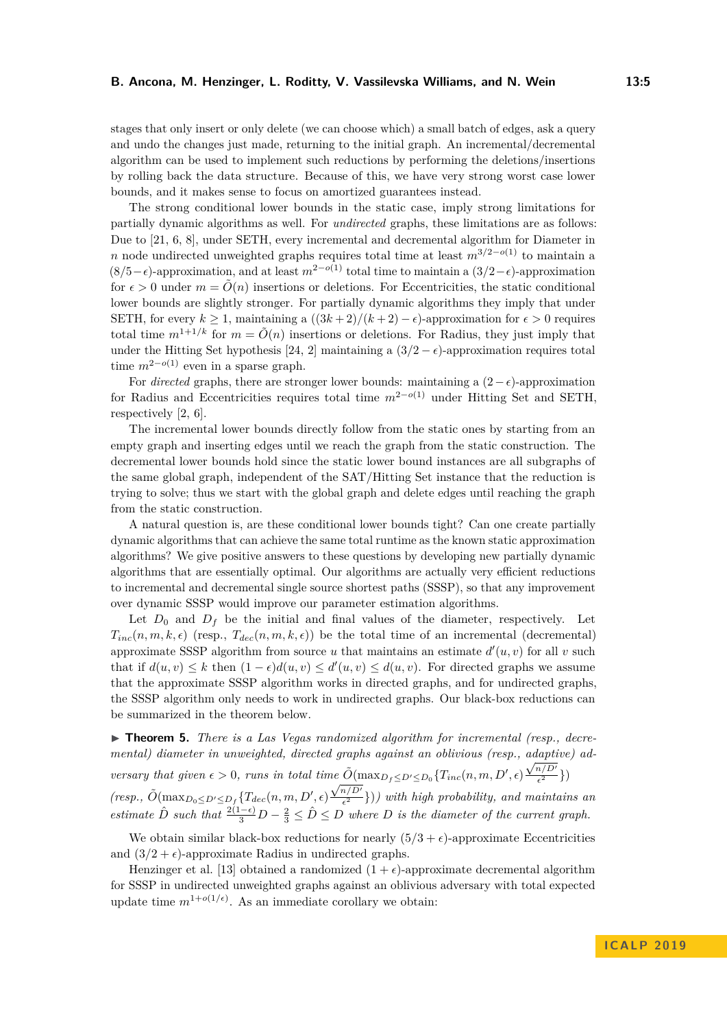stages that only insert or only delete (we can choose which) a small batch of edges, ask a query and undo the changes just made, returning to the initial graph. An incremental/decremental algorithm can be used to implement such reductions by performing the deletions/insertions by rolling back the data structure. Because of this, we have very strong worst case lower bounds, and it makes sense to focus on amortized guarantees instead.

The strong conditional lower bounds in the static case, imply strong limitations for partially dynamic algorithms as well. For *undirected* graphs, these limitations are as follows: Due to [21, 6, 8], under SETH, every incremental and decremental algorithm for Diameter in $n$ node undirected unweighted graphs requires total time at least $m^{3/2-o(1)}$ to maintain a $(8/5-\epsilon)$-approximation, and at least $m^{2-o(1)}$ total time to maintain a $(3/2-\epsilon)$-approximation for $\epsilon > 0$ under $m = \tilde{O}(n)$ insertions or deletions. For Eccentricities, the static conditional lower bounds are slightly stronger. For partially dynamic algorithms they imply that under SETH, for every $k \geq 1$, maintaining a $((3k+2)/(k+2) - \epsilon)$-approximation for $\epsilon > 0$ requires total time $m^{1+1/k}$ for $m = \tilde{O}(n)$ insertions or deletions. For Radius, they just imply that under the Hitting Set hypothesis [24, 2] maintaining a $(3/2-\epsilon)$-approximation requires total time $m^{2-o(1)}$ even in a sparse graph.

For *directed* graphs, there are stronger lower bounds: maintaining a $(2-\epsilon)$-approximation for Radius and Eccentricities requires total time $m^{2-o(1)}$ under Hitting Set and SETH, respectively [2, 6].

The incremental lower bounds directly follow from the static ones by starting from an empty graph and inserting edges until we reach the graph from the static construction. The decremental lower bounds hold since the static lower bound instances are all subgraphs of the same global graph, independent of the SAT/Hitting Set instance that the reduction is trying to solve; thus we start with the global graph and delete edges until reaching the graph from the static construction.

A natural question is, are these conditional lower bounds tight? Can one create partially dynamic algorithms that can achieve the same total runtime as the known static approximation algorithms? We give positive answers to these questions by developing new partially dynamic algorithms that are essentially optimal. Our algorithms are actually very efficient reductions to incremental and decremental single source shortest paths (SSSP), so that any improvement over dynamic SSSP would improve our parameter estimation algorithms.

Let $D_0$ and $D_f$ be the initial and final values of the diameter, respectively. Let $T_{inc}(n, m, k, \epsilon)$ (resp., $T_{dec}(n, m, k, \epsilon)$) be the total time of an incremental (decremental) approximate SSSP algorithm from source $u$ that maintains an estimate $d'(u, v)$ for all $v$ such that if $d(u, v) \leq k$ then $(1-\epsilon)d(u, v) \leq d'(u, v) \leq d(u, v)$. For directed graphs we assume that the approximate SSSP algorithm works in directed graphs, and for undirected graphs, the SSSP algorithm only needs to work in undirected graphs. Our black-box reductions can be summarized in the theorem below.

▶ **Theorem 5.** *There is a Las Vegas randomized algorithm for incremental (resp., decremental) diameter in unweighted, directed graphs against an oblivious (resp., adaptive) adversary that given $\epsilon > 0$, runs in total time $\tilde{O}(\max_{D_f \leq D' \leq D_0}\{T_{inc}(n, m, D', \epsilon)\frac{\sqrt{n/D'}}{\epsilon^2}\})$ (resp., $\tilde{O}(\max_{D_0 \leq D' \leq D_f}\{T_{dec}(n, m, D', \epsilon)\frac{\sqrt{n/D'}}{\epsilon^2}\})$) with high probability, and maintains an estimate $\hat{D}$ such that $\frac{2(1-\epsilon)}{3}D - \frac{2}{3} \leq \hat{D} \leq D$ where $D$ is the diameter of the current graph.*

We obtain similar black-box reductions for nearly $(5/3+\epsilon)$-approximate Eccentricities and $(3/2+\epsilon)$-approximate Radius in undirected graphs.

Henzinger et al. [13] obtained a randomized $(1+\epsilon)$-approximate decremental algorithm for SSSP in undirected unweighted graphs against an oblivious adversary with total expected update time $m^{1+o(1/\epsilon)}$. As an immediate corollary we obtain: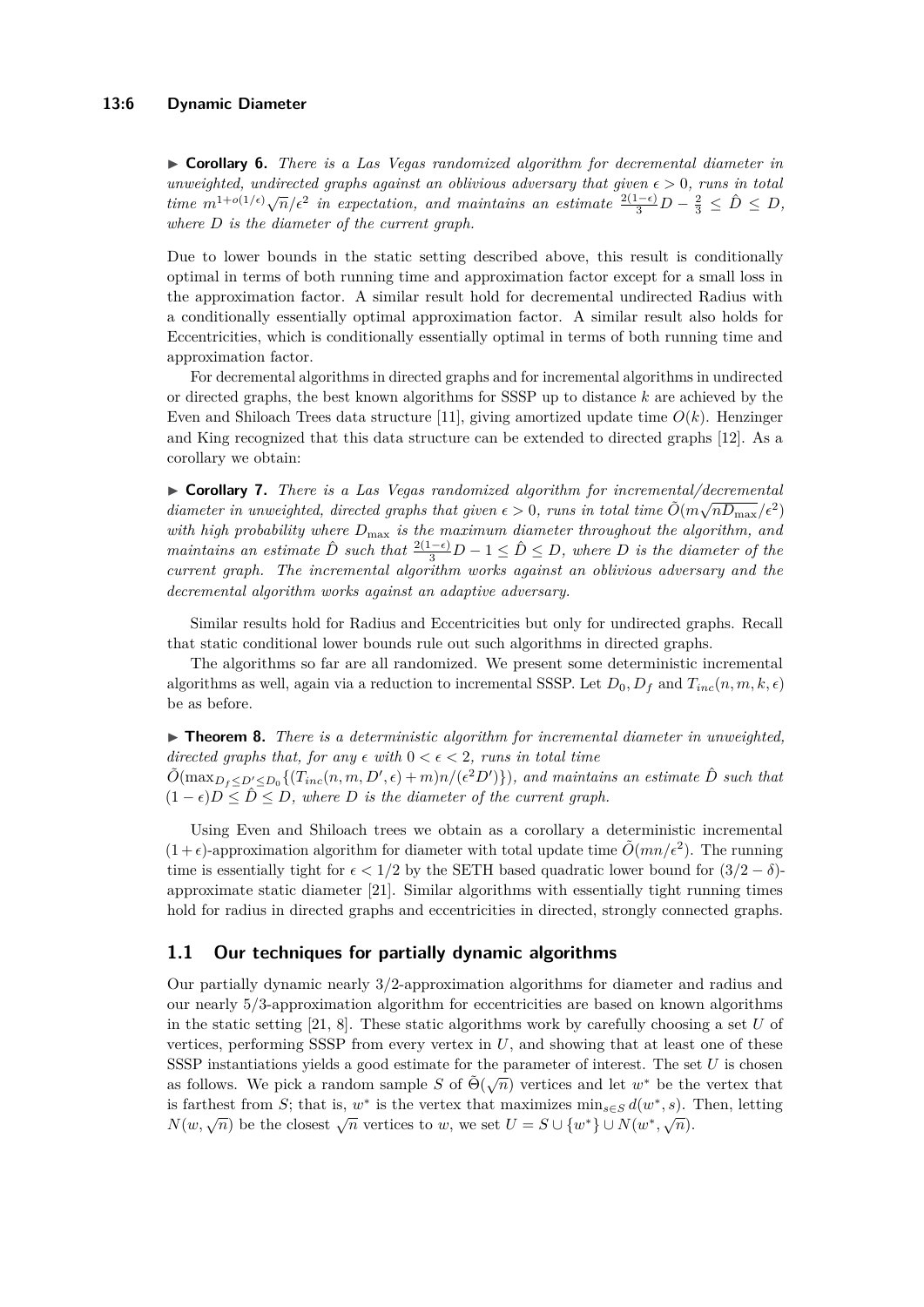▶ **Corollary 6.** *There is a Las Vegas randomized algorithm for decremental diameter in unweighted, undirected graphs against an oblivious adversary that given $\epsilon > 0$, runs in total time $m^{1+o(1/\epsilon)}\sqrt{n}/\epsilon^2$ in expectation, and maintains an estimate $\frac{2(1-\epsilon)}{3}D - \frac{2}{3} \leq \hat{D} \leq D$, where $D$ is the diameter of the current graph.*

Due to lower bounds in the static setting described above, this result is conditionally optimal in terms of both running time and approximation factor except for a small loss in the approximation factor. A similar result hold for decremental undirected Radius with a conditionally essentially optimal approximation factor. A similar result also holds for Eccentricities, which is conditionally essentially optimal in terms of both running time and approximation factor.

For decremental algorithms in directed graphs and for incremental algorithms in undirected or directed graphs, the best known algorithms for SSSP up to distance $k$ are achieved by the Even and Shiloach Trees data structure [11], giving amortized update time $O(k)$. Henzinger and King recognized that this data structure can be extended to directed graphs [12]. As a corollary we obtain:

▶ **Corollary 7.** *There is a Las Vegas randomized algorithm for incremental/decremental diameter in unweighted, directed graphs that given $\epsilon > 0$, runs in total time $\tilde{O}(m\sqrt{nD_{\max}}/\epsilon^2)$ with high probability where $D_{\max}$ is the maximum diameter throughout the algorithm, and maintains an estimate $\hat{D}$ such that $\frac{2(1-\epsilon)}{3}D - 1 \leq \hat{D} \leq D$, where $D$ is the diameter of the current graph. The incremental algorithm works against an oblivious adversary and the decremental algorithm works against an adaptive adversary.*

Similar results hold for Radius and Eccentricities but only for undirected graphs. Recall that static conditional lower bounds rule out such algorithms in directed graphs.

The algorithms so far are all randomized. We present some deterministic incremental algorithms as well, again via a reduction to incremental SSSP. Let $D_0, D_f$ and $T_{inc}(n, m, k, \epsilon)$ be as before.

▶ **Theorem 8.** *There is a deterministic algorithm for incremental diameter in unweighted, directed graphs that, for any $\epsilon$ with $0 < \epsilon < 2$, runs in total time $\tilde{O}(\max_{D_f \leq D' \leq D_0}\{(T_{inc}(n, m, D', \epsilon) + m)n/(\epsilon^2 D')\})$, and maintains an estimate $\hat{D}$ such that $(1-\epsilon)D \leq \hat{D} \leq D$, where $D$ is the diameter of the current graph.*

Using Even and Shiloach trees we obtain as a corollary a deterministic incremental $(1+\epsilon)$-approximation algorithm for diameter with total update time $\tilde{O}(mn/\epsilon^2)$. The running time is essentially tight for $\epsilon < 1/2$ by the SETH based quadratic lower bound for $(3/2 - \delta)$-approximate static diameter [21]. Similar algorithms with essentially tight running times hold for radius in directed graphs and eccentricities in directed, strongly connected graphs.

## 1.1 Our techniques for partially dynamic algorithms

Our partially dynamic nearly 3/2-approximation algorithms for diameter and radius and our nearly 5/3-approximation algorithm for eccentricities are based on known algorithms in the static setting [21, 8]. These static algorithms work by carefully choosing a set $U$ of vertices, performing SSSP from every vertex in $U$, and showing that at least one of these SSSP instantiations yields a good estimate for the parameter of interest. The set $U$ is chosen as follows. We pick a random sample $S$ of $\tilde{\Theta}(\sqrt{n})$ vertices and let $w^*$ be the vertex that is farthest from $S$; that is, $w^*$ is the vertex that maximizes $\min_{s \in S} d(w^*, s)$. Then, letting $N(w, \sqrt{n})$ be the closest $\sqrt{n}$ vertices to $w$, we set $U = S \cup \{w^*\} \cup N(w^*, \sqrt{n})$.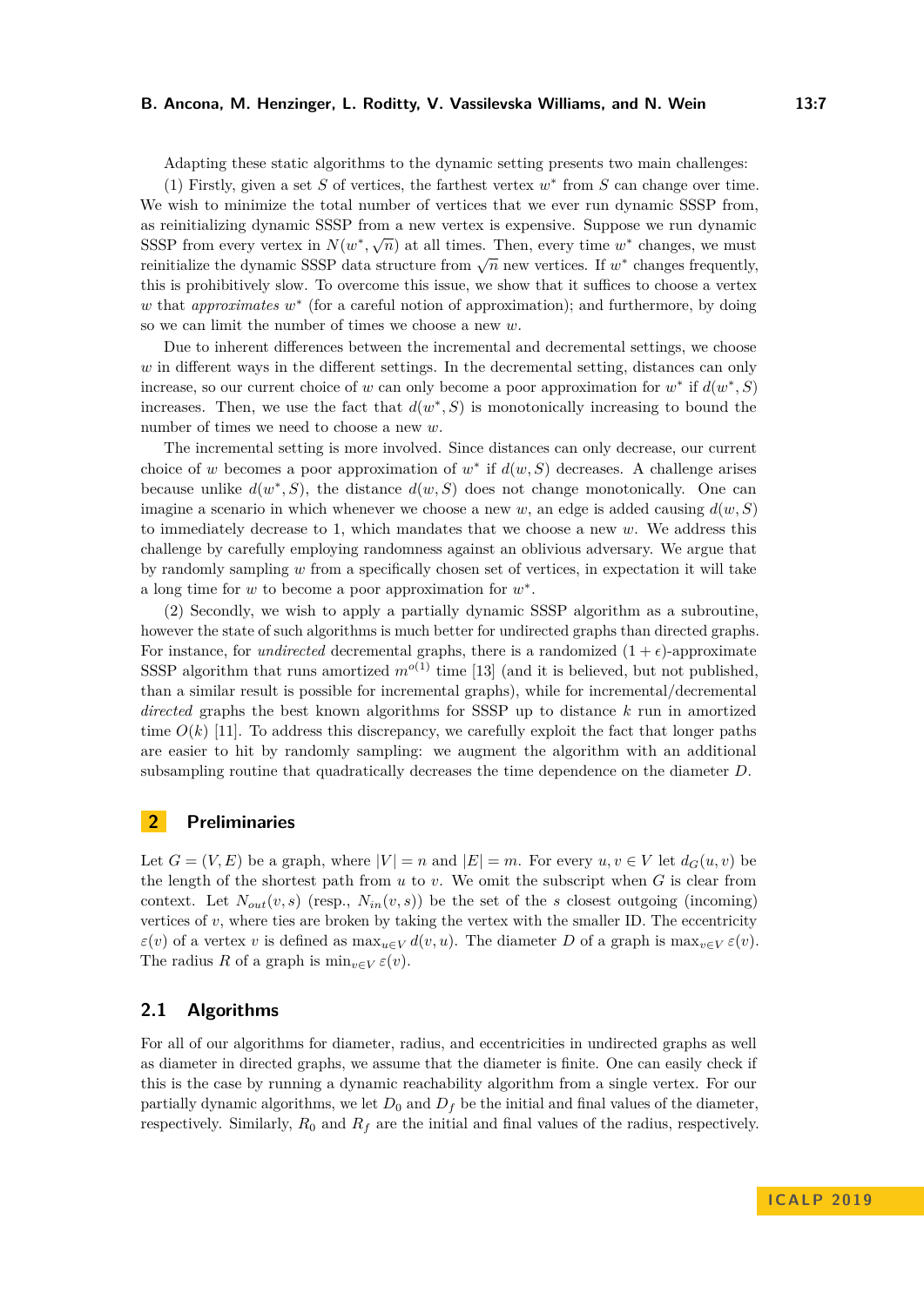Adapting these static algorithms to the dynamic setting presents two main challenges:

(1) Firstly, given a set $S$ of vertices, the farthest vertex $w^*$ from $S$ can change over time. We wish to minimize the total number of vertices that we ever run dynamic SSSP from, as reinitializing dynamic SSSP from a new vertex is expensive. Suppose we run dynamic SSSP from every vertex in $N(w^*, \sqrt{n})$ at all times. Then, every time $w^*$ changes, we must reinitialize the dynamic SSSP data structure from $\sqrt{n}$ new vertices. If $w^*$ changes frequently, this is prohibitively slow. To overcome this issue, we show that it suffices to choose a vertex $w$ that *approximates* $w^*$ (for a careful notion of approximation); and furthermore, by doing so we can limit the number of times we choose a new $w$.

Due to inherent differences between the incremental and decremental settings, we choose $w$ in different ways in the different settings. In the decremental setting, distances can only increase, so our current choice of $w$ can only become a poor approximation for $w^*$ if $d(w^*, S)$ increases. Then, we use the fact that $d(w^*, S)$ is monotonically increasing to bound the number of times we need to choose a new $w$.

The incremental setting is more involved. Since distances can only decrease, our current choice of $w$ becomes a poor approximation of $w^*$ if $d(w, S)$ decreases. A challenge arises because unlike $d(w^*, S)$, the distance $d(w, S)$ does not change monotonically. One can imagine a scenario in which whenever we choose a new $w$, an edge is added causing $d(w, S)$ to immediately decrease to 1, which mandates that we choose a new $w$. We address this challenge by carefully employing randomness against an oblivious adversary. We argue that by randomly sampling $w$ from a specifically chosen set of vertices, in expectation it will take a long time for $w$ to become a poor approximation for $w^*$.

(2) Secondly, we wish to apply a partially dynamic SSSP algorithm as a subroutine, however the state of such algorithms is much better for undirected graphs than directed graphs. For instance, for *undirected* decremental graphs, there is a randomized $(1+\epsilon)$-approximate SSSP algorithm that runs amortized $m^{o(1)}$ time [13] (and it is believed, but not published, than a similar result is possible for incremental graphs), while for incremental/decremental *directed* graphs the best known algorithms for SSSP up to distance $k$ run in amortized time $O(k)$ [11]. To address this discrepancy, we carefully exploit the fact that longer paths are easier to hit by randomly sampling: we augment the algorithm with an additional subsampling routine that quadratically decreases the time dependence on the diameter $D$.

## 2 Preliminaries

Let $G = (V, E)$ be a graph, where $|V| = n$ and $|E| = m$. For every $u, v \in V$ let $d_G(u, v)$ be the length of the shortest path from $u$ to $v$. We omit the subscript when $G$ is clear from context. Let $N_{out}(v, s)$ (resp., $N_{in}(v, s)$) be the set of the $s$ closest outgoing (incoming) vertices of $v$, where ties are broken by taking the vertex with the smaller ID. The eccentricity $\varepsilon(v)$ of a vertex $v$ is defined as $\max_{u \in V} d(v, u)$. The diameter $D$ of a graph is $\max_{v \in V} \varepsilon(v)$. The radius $R$ of a graph is $\min_{v \in V} \varepsilon(v)$.

### 2.1 Algorithms

For all of our algorithms for diameter, radius, and eccentricities in undirected graphs as well as diameter in directed graphs, we assume that the diameter is finite. One can easily check if this is the case by running a dynamic reachability algorithm from a single vertex. For our partially dynamic algorithms, we let $D_0$ and $D_f$ be the initial and final values of the diameter, respectively. Similarly, $R_0$ and $R_f$ are the initial and final values of the radius, respectively.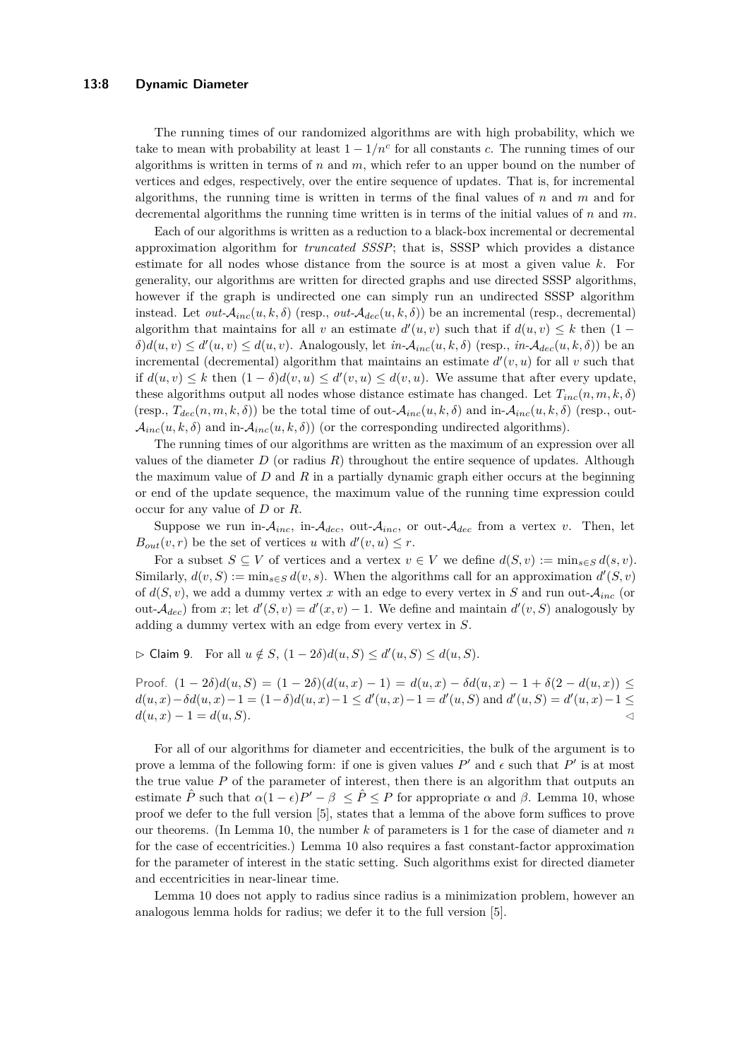The running times of our randomized algorithms are with high probability, which we take to mean with probability at least $1 - 1/n^c$ for all constants $c$. The running times of our algorithms is written in terms of $n$ and $m$, which refer to an upper bound on the number of vertices and edges, respectively, over the entire sequence of updates. That is, for incremental algorithms, the running time is written in terms of the final values of $n$ and $m$ and for decremental algorithms the running time written is in terms of the initial values of $n$ and $m$.

Each of our algorithms is written as a reduction to a black-box incremental or decremental approximation algorithm for *truncated SSSP*; that is, SSSP which provides a distance estimate for all nodes whose distance from the source is at most a given value $k$. For generality, our algorithms are written for directed graphs and use directed SSSP algorithms, however if the graph is undirected one can simply run an undirected SSSP algorithm instead. Let *out-*$\mathcal{A}_{inc}(u, k, \delta)$ (resp., *out-*$\mathcal{A}_{dec}(u, k, \delta)$) be an incremental (resp., decremental) algorithm that maintains for all $v$ an estimate $d'(u, v)$ such that if $d(u, v) \leq k$ then $(1 - \delta)d(u, v) \leq d'(u, v) \leq d(u, v)$. Analogously, let *in-*$\mathcal{A}_{inc}(u, k, \delta)$ (resp., *in-*$\mathcal{A}_{dec}(u, k, \delta)$) be an incremental (decremental) algorithm that maintains an estimate $d'(v, u)$ for all $v$ such that if $d(u, v) \leq k$ then $(1 - \delta)d(v, u) \leq d'(v, u) \leq d(v, u)$. We assume that after every update, these algorithms output all nodes whose distance estimate has changed. Let $T_{inc}(n, m, k, \delta)$ (resp., $T_{dec}(n, m, k, \delta)$) be the total time of out-$\mathcal{A}_{inc}(u, k, \delta)$ and in-$\mathcal{A}_{inc}(u, k, \delta)$ (resp., out-$\mathcal{A}_{inc}(u, k, \delta)$ and in-$\mathcal{A}_{inc}(u, k, \delta)$) (or the corresponding undirected algorithms).

The running times of our algorithms are written as the maximum of an expression over all values of the diameter $D$ (or radius $R$) throughout the entire sequence of updates. Although the maximum value of $D$ and $R$ in a partially dynamic graph either occurs at the beginning or end of the update sequence, the maximum value of the running time expression could occur for any value of $D$ or $R$.

Suppose we run in-$\mathcal{A}_{inc}$, in-$\mathcal{A}_{dec}$, out-$\mathcal{A}_{inc}$, or out-$\mathcal{A}_{dec}$ from a vertex $v$. Then, let $B_{out}(v, r)$ be the set of vertices $u$ with $d'(v, u) \leq r$.

For a subset $S \subseteq V$ of vertices and a vertex $v \in V$ we define $d(S, v) := \min_{s \in S} d(s, v)$. Similarly, $d(v, S) := \min_{s \in S} d(v, s)$. When the algorithms call for an approximation $d'(S, v)$ of $d(S, v)$, we add a dummy vertex $x$ with an edge to every vertex in $S$ and run out-$\mathcal{A}_{inc}$ (or out-$\mathcal{A}_{dec}$) from $x$; let $d'(S, v) = d'(x, v) - 1$. We define and maintain $d'(v, S)$ analogously by adding a dummy vertex with an edge from every vertex in $S$.

▷ Claim 9. For all $u \notin S$, $(1 - 2\delta)d(u, S) \leq d'(u, S) \leq d(u, S)$.

Proof. $(1 - 2\delta)d(u, S) = (1 - 2\delta)(d(u, x) - 1) = d(u, x) - \delta d(u, x) - 1 + \delta(2 - d(u, x)) \leq d(u, x) - \delta d(u, x) - 1 = (1 - \delta)d(u, x) - 1 \leq d'(u, x) - 1 = d'(u, S)$ and $d'(u, S) = d'(u, x) - 1 \leq d(u, x) - 1 = d(u, S)$. ◁

For all of our algorithms for diameter and eccentricities, the bulk of the argument is to prove a lemma of the following form: if one is given values $P'$ and $\epsilon$ such that $P'$ is at most the true value $P$ of the parameter of interest, then there is an algorithm that outputs an estimate $\hat{P}$ such that $\alpha(1 - \epsilon)P' - \beta \leq \hat{P} \leq P$ for appropriate $\alpha$ and $\beta$. Lemma 10, whose proof we defer to the full version [5], states that a lemma of the above form suffices to prove our theorems. (In Lemma 10, the number $k$ of parameters is 1 for the case of diameter and $n$ for the case of eccentricities.) Lemma 10 also requires a fast constant-factor approximation for the parameter of interest in the static setting. Such algorithms exist for directed diameter and eccentricities in near-linear time.

Lemma 10 does not apply to radius since radius is a minimization problem, however an analogous lemma holds for radius; we defer it to the full version [5].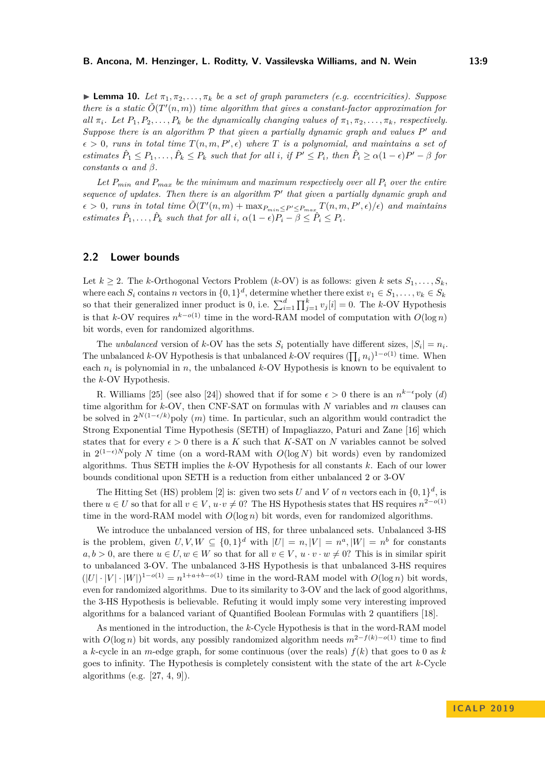▶ **Lemma 10.** *Let $\pi_1, \pi_2, \ldots, \pi_k$ be a set of graph parameters (e.g. eccentricities). Suppose there is a static $\tilde{O}(T'(n,m))$ time algorithm that gives a constant-factor approximation for all $\pi_i$. Let $P_1, P_2, \ldots, P_k$ be the dynamically changing values of $\pi_1, \pi_2, \ldots, \pi_k$, respectively. Suppose there is an algorithm $\mathcal{P}$ that given a partially dynamic graph and values $P'$ and $\epsilon > 0$, runs in total time $T(n, m, P', \epsilon)$ where $T$ is a polynomial, and maintains a set of estimates $\hat{P}_1 \leq P_1, \ldots, \hat{P}_k \leq P_k$ such that for all $i$, if $P' \leq P_i$, then $\hat{P}_i \geq \alpha(1-\epsilon)P' - \beta$ for constants $\alpha$ and $\beta$.*

*Let $P_{min}$ and $P_{max}$ be the minimum and maximum respectively over all $P_i$ over the entire sequence of updates. Then there is an algorithm $\mathcal{P}'$ that given a partially dynamic graph and $\epsilon > 0$, runs in total time $\tilde{O}(T'(n,m) + \max_{P_{min} \leq P' \leq P_{max}} T(n, m, P', \epsilon)/\epsilon)$ and maintains estimates $\hat{P}_1, \ldots, \hat{P}_k$ such that for all $i$, $\alpha(1-\epsilon)P_i - \beta \leq \hat{P}_i \leq P_i$.*

## 2.2 Lower bounds

Let $k \geq 2$. The $k$-Orthogonal Vectors Problem ($k$-OV) is as follows: given $k$ sets $S_1, \ldots, S_k$, where each $S_i$ contains $n$ vectors in $\{0,1\}^d$, determine whether there exist $v_1 \in S_1, \ldots, v_k \in S_k$ so that their generalized inner product is 0, i.e. $\sum_{i=1}^{d} \prod_{j=1}^{k} v_j[i] = 0$. The $k$-OV Hypothesis is that $k$-OV requires $n^{k-o(1)}$ time in the word-RAM model of computation with $O(\log n)$ bit words, even for randomized algorithms.

The *unbalanced* version of $k$-OV has the sets $S_i$ potentially have different sizes, $|S_i| = n_i$. The unbalanced $k$-OV Hypothesis is that unbalanced $k$-OV requires $(\prod_i n_i)^{1-o(1)}$ time. When each $n_i$ is polynomial in $n$, the unbalanced $k$-OV Hypothesis is known to be equivalent to the $k$-OV Hypothesis.

R. Williams [25] (see also [24]) showed that if for some $\epsilon > 0$ there is an $n^{k-\epsilon}\text{poly}\,(d)$ time algorithm for $k$-OV, then CNF-SAT on formulas with $N$ variables and $m$ clauses can be solved in $2^{N(1-\epsilon/k)}\text{poly}\,(m)$ time. In particular, such an algorithm would contradict the Strong Exponential Time Hypothesis (SETH) of Impagliazzo, Paturi and Zane [16] which states that for every $\epsilon > 0$ there is a $K$ such that $K$-SAT on $N$ variables cannot be solved in $2^{(1-\epsilon)N}\text{poly}\,N$ time (on a word-RAM with $O(\log N)$ bit words) even by randomized algorithms. Thus SETH implies the $k$-OV Hypothesis for all constants $k$. Each of our lower bounds conditional upon SETH is a reduction from either unbalanced 2 or 3-OV

The Hitting Set (HS) problem [2] is: given two sets $U$ and $V$ of $n$ vectors each in $\{0,1\}^d$, is there $u \in U$ so that for all $v \in V$, $u \cdot v \neq 0$? The HS Hypothesis states that HS requires $n^{2-o(1)}$ time in the word-RAM model with $O(\log n)$ bit words, even for randomized algorithms.

We introduce the unbalanced version of HS, for three unbalanced sets. Unbalanced 3-HS is the problem, given $U, V, W \subseteq \{0,1\}^d$ with $|U| = n, |V| = n^a, |W| = n^b$ for constants $a, b > 0$, are there $u \in U, w \in W$ so that for all $v \in V$, $u \cdot v \cdot w \neq 0$? This is in similar spirit to unbalanced 3-OV. The unbalanced 3-HS Hypothesis is that unbalanced 3-HS requires $(|U| \cdot |V| \cdot |W|)^{1-o(1)} = n^{1+a+b-o(1)}$ time in the word-RAM model with $O(\log n)$ bit words, even for randomized algorithms. Due to its similarity to 3-OV and the lack of good algorithms, the 3-HS Hypothesis is believable. Refuting it would imply some very interesting improved algorithms for a balanced variant of Quantified Boolean Formulas with 2 quantifiers [18].

As mentioned in the introduction, the $k$-Cycle Hypothesis is that in the word-RAM model with $O(\log n)$ bit words, any possibly randomized algorithm needs $m^{2-f(k)-o(1)}$ time to find a $k$-cycle in an $m$-edge graph, for some continuous (over the reals) $f(k)$ that goes to 0 as $k$ goes to infinity. The Hypothesis is completely consistent with the state of the art $k$-Cycle algorithms (e.g. [27, 4, 9]).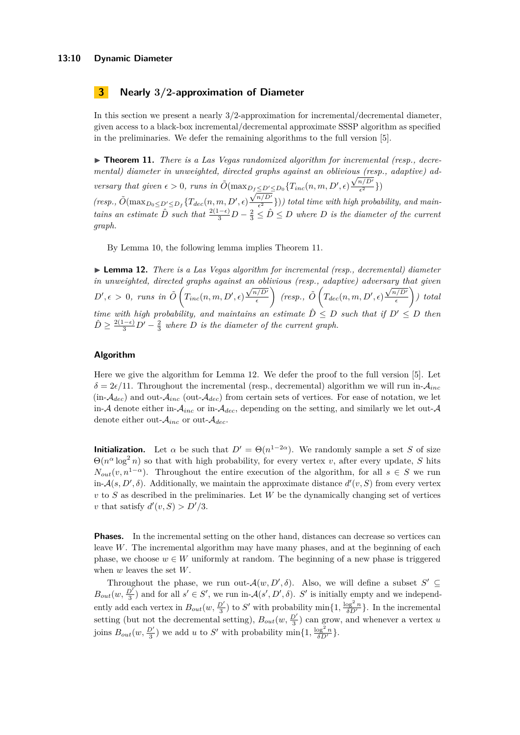## 3 Nearly 3/2-approximation of Diameter

In this section we present a nearly 3/2-approximation for incremental/decremental diameter, given access to a black-box incremental/decremental approximate SSSP algorithm as specified in the preliminaries. We defer the remaining algorithms to the full version [5].

▶ **Theorem 11.** *There is a Las Vegas randomized algorithm for incremental (resp., decremental) diameter in unweighted, directed graphs against an oblivious (resp., adaptive) adversary that given $\epsilon > 0$, runs in $\tilde{O}(\max_{D_f \leq D' \leq D_0}\{T_{inc}(n, m, D', \epsilon)\frac{\sqrt{n/D'}}{\epsilon^2}\})$ (resp., $\tilde{O}(\max_{D_0 \leq D' \leq D_f}\{T_{dec}(n, m, D', \epsilon)\frac{\sqrt{n/D'}}{\epsilon^2}\})$) total time with high probability, and maintains an estimate $\hat{D}$ such that $\frac{2(1-\epsilon)}{3}D - \frac{2}{3} \leq \hat{D} \leq D$ where $D$ is the diameter of the current graph.*

By Lemma 10, the following lemma implies Theorem 11.

▶ **Lemma 12.** *There is a Las Vegas algorithm for incremental (resp., decremental) diameter in unweighted, directed graphs against an oblivious (resp., adaptive) adversary that given $D', \epsilon > 0$, runs in $\tilde{O}\left(T_{inc}(n, m, D', \epsilon)\frac{\sqrt{n/D'}}{\epsilon}\right)$ (resp., $\tilde{O}\left(T_{dec}(n, m, D', \epsilon)\frac{\sqrt{n/D'}}{\epsilon}\right)$) total time with high probability, and maintains an estimate $\hat{D} \leq D$ such that if $D' \leq D$ then $\hat{D} \geq \frac{2(1-\epsilon)}{3}D' - \frac{2}{3}$ where $D$ is the diameter of the current graph.*

### Algorithm

Here we give the algorithm for Lemma 12. We defer the proof to the full version [5]. Let $\delta = 2\epsilon/11$. Throughout the incremental (resp., decremental) algorithm we will run in-$\mathcal{A}_{inc}$ (in-$\mathcal{A}_{dec}$) and out-$\mathcal{A}_{inc}$ (out-$\mathcal{A}_{dec}$) from certain sets of vertices. For ease of notation, we let in-$\mathcal{A}$ denote either in-$\mathcal{A}_{inc}$ or in-$\mathcal{A}_{dec}$, depending on the setting, and similarly we let out-$\mathcal{A}$ denote either out-$\mathcal{A}_{inc}$ or out-$\mathcal{A}_{dec}$.

**Initialization.** Let $\alpha$ be such that $D' = \Theta(n^{1-2\alpha})$. We randomly sample a set $S$ of size $\Theta(n^{\alpha}\log^2 n)$ so that with high probability, for every vertex $v$, after every update, $S$ hits $N_{out}(v, n^{1-\alpha})$. Throughout the entire execution of the algorithm, for all $s \in S$ we run in-$\mathcal{A}(s, D', \delta)$. Additionally, we maintain the approximate distance $d'(v, S)$ from every vertex $v$ to $S$ as described in the preliminaries. Let $W$ be the dynamically changing set of vertices $v$ that satisfy $d'(v, S) > D'/3$.

**Phases.** In the incremental setting on the other hand, distances can decrease so vertices can leave $W$. The incremental algorithm may have many phases, and at the beginning of each phase, we choose $w \in W$ uniformly at random. The beginning of a new phase is triggered when $w$ leaves the set $W$.

Throughout the phase, we run out-$\mathcal{A}(w, D', \delta)$. Also, we will define a subset $S' \subseteq B_{out}(w, \frac{D'}{3})$ and for all $s' \in S'$, we run in-$\mathcal{A}(s', D', \delta)$. $S'$ is initially empty and we independently add each vertex in $B_{out}(w, \frac{D'}{3})$ to $S'$ with probability $\min\{1, \frac{\log^2 n}{\delta D'}\}$. In the incremental setting (but not the decremental setting), $B_{out}(w, \frac{D'}{3})$ can grow, and whenever a vertex $u$ joins $B_{out}(w, \frac{D'}{3})$ we add $u$ to $S'$ with probability $\min\{1, \frac{\log^2 n}{\delta D'}\}$.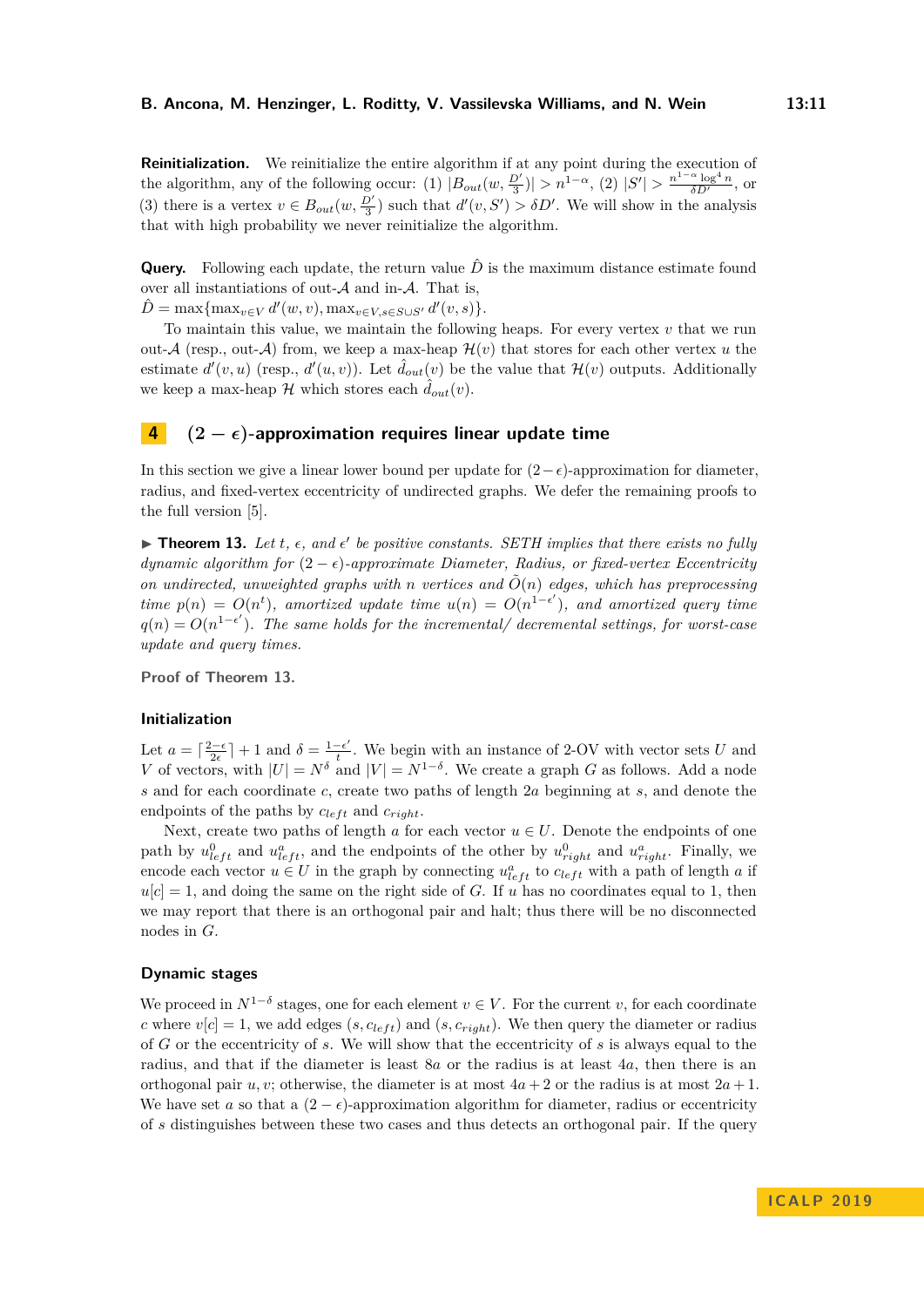**Reinitialization.** We reinitialize the entire algorithm if at any point during the execution of the algorithm, any of the following occur: (1) $|B_{out}(w, \frac{D'}{3})| > n^{1-\alpha}$, (2) $|S'| > \frac{n^{1-\alpha}\log^4 n}{\delta D'}$, or (3) there is a vertex $v \in B_{out}(w, \frac{D'}{3})$ such that $d'(v, S') > \delta D'$. We will show in the analysis that with high probability we never reinitialize the algorithm.

**Query.** Following each update, the return value $\hat{D}$ is the maximum distance estimate found over all instantiations of out-$\mathcal{A}$ and in-$\mathcal{A}$. That is,
$\hat{D} = \max\{\max_{v \in V} d'(w, v), \max_{v \in V, s \in S \cup S'} d'(v, s)\}$.

To maintain this value, we maintain the following heaps. For every vertex $v$ that we run out-$\mathcal{A}$ (resp., out-$\mathcal{A}$) from, we keep a max-heap $\mathcal{H}(v)$ that stores for each other vertex $u$ the estimate $d'(v, u)$ (resp., $d'(u, v)$). Let $\hat{d}_{out}(v)$ be the value that $\mathcal{H}(v)$ outputs. Additionally we keep a max-heap $\mathcal{H}$ which stores each $\hat{d}_{out}(v)$.

# 4 $(2-\epsilon)$-approximation requires linear update time

In this section we give a linear lower bound per update for $(2-\epsilon)$-approximation for diameter, radius, and fixed-vertex eccentricity of undirected graphs. We defer the remaining proofs to the full version [5].

▶ **Theorem 13.** *Let $t$, $\epsilon$, and $\epsilon'$ be positive constants. SETH implies that there exists no fully dynamic algorithm for $(2-\epsilon)$-approximate Diameter, Radius, or fixed-vertex Eccentricity on undirected, unweighted graphs with $n$ vertices and $\tilde{O}(n)$ edges, which has preprocessing time $p(n) = O(n^t)$, amortized update time $u(n) = O(n^{1-\epsilon'})$, and amortized query time $q(n) = O(n^{1-\epsilon'})$. The same holds for the incremental/ decremental settings, for worst-case update and query times.*

**Proof of Theorem 13.**

### Initialization

Let $a = \lceil \frac{2-\epsilon}{2\epsilon} \rceil + 1$ and $\delta = \frac{1-\epsilon'}{t}$. We begin with an instance of 2-OV with vector sets $U$ and $V$ of vectors, with $|U| = N^{\delta}$ and $|V| = N^{1-\delta}$. We create a graph $G$ as follows. Add a node $s$ and for each coordinate $c$, create two paths of length $2a$ beginning at $s$, and denote the endpoints of the paths by $c_{left}$ and $c_{right}$.

Next, create two paths of length $a$ for each vector $u \in U$. Denote the endpoints of one path by $u^0_{left}$ and $u^a_{left}$, and the endpoints of the other by $u^0_{right}$ and $u^a_{right}$. Finally, we encode each vector $u \in U$ in the graph by connecting $u^a_{left}$ to $c_{left}$ with a path of length $a$ if $u[c] = 1$, and doing the same on the right side of $G$. If $u$ has no coordinates equal to 1, then we may report that there is an orthogonal pair and halt; thus there will be no disconnected nodes in $G$.

### Dynamic stages

We proceed in $N^{1-\delta}$ stages, one for each element $v \in V$. For the current $v$, for each coordinate $c$ where $v[c] = 1$, we add edges $(s, c_{left})$ and $(s, c_{right})$. We then query the diameter or radius of $G$ or the eccentricity of $s$. We will show that the eccentricity of $s$ is always equal to the radius, and that if the diameter is least $8a$ or the radius is at least $4a$, then there is an orthogonal pair $u, v$; otherwise, the diameter is at most $4a+2$ or the radius is at most $2a+1$. We have set $a$ so that a $(2-\epsilon)$-approximation algorithm for diameter, radius or eccentricity of $s$ distinguishes between these two cases and thus detects an orthogonal pair. If the query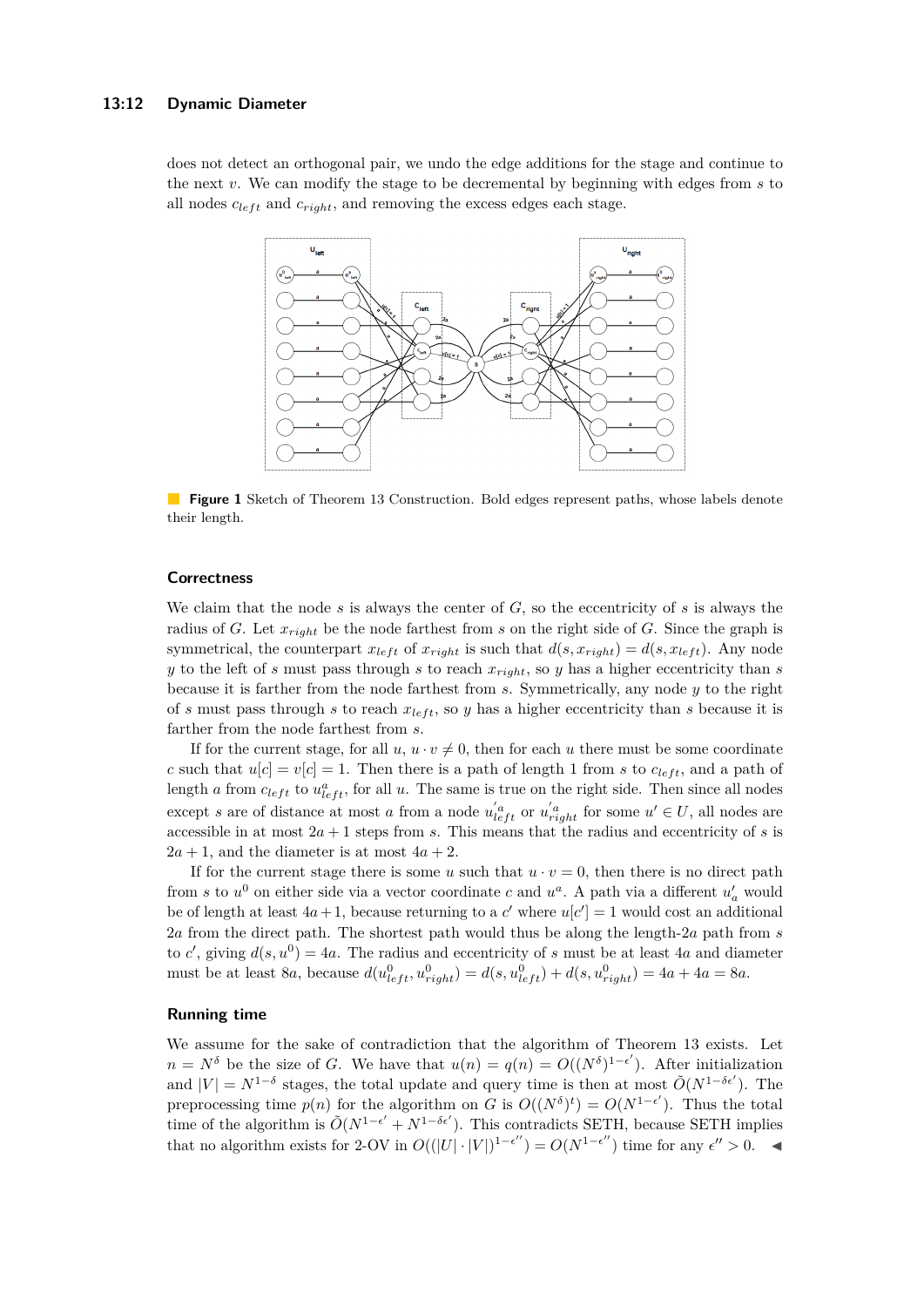does not detect an orthogonal pair, we undo the edge additions for the stage and continue to the next $v$. We can modify the stage to be decremental by beginning with edges from $s$ to all nodes $c_{left}$ and $c_{right}$, and removing the excess edges each stage.

**Figure 1** Sketch of Theorem 13 Construction. Bold edges represent paths, whose labels denote their length.

### Correctness

We claim that the node $s$ is always the center of $G$, so the eccentricity of $s$ is always the radius of $G$. Let $x_{right}$ be the node farthest from $s$ on the right side of $G$. Since the graph is symmetrical, the counterpart $x_{left}$ of $x_{right}$ is such that $d(s, x_{right}) = d(s, x_{left})$. Any node $y$ to the left of $s$ must pass through $s$ to reach $x_{right}$, so $y$ has a higher eccentricity than $s$ because it is farther from the node farthest from $s$. Symmetrically, any node $y$ to the right of $s$ must pass through $s$ to reach $x_{left}$, so $y$ has a higher eccentricity than $s$ because it is farther from the node farthest from $s$.

If for the current stage, for all $u$, $u \cdot v \neq 0$, then for each $u$ there must be some coordinate $c$ such that $u[c] = v[c] = 1$. Then there is a path of length 1 from $s$ to $c_{left}$, and a path of length $a$ from $c_{left}$ to $u^a_{left}$, for all $u$. The same is true on the right side. Then since all nodes except $s$ are of distance at most $a$ from a node $u'^a_{left}$ or $u'^a_{right}$ for some $u' \in U$, all nodes are accessible in at most $2a + 1$ steps from $s$. This means that the radius and eccentricity of $s$ is $2a + 1$, and the diameter is at most $4a + 2$.

If for the current stage there is some $u$ such that $u \cdot v = 0$, then there is no direct path from $s$ to $u^0$ on either side via a vector coordinate $c$ and $u^a$. A path via a different $u'_a$ would be of length at least $4a+1$, because returning to a $c'$ where $u[c'] = 1$ would cost an additional $2a$ from the direct path. The shortest path would thus be along the length-$2a$ path from $s$ to $c'$, giving $d(s, u^0) = 4a$. The radius and eccentricity of $s$ must be at least $4a$ and diameter must be at least $8a$, because $d(u^0_{left}, u^0_{right}) = d(s, u^0_{left}) + d(s, u^0_{right}) = 4a + 4a = 8a$.

### Running time

We assume for the sake of contradiction that the algorithm of Theorem 13 exists. Let $n = N^\delta$ be the size of $G$. We have that $u(n) = q(n) = O((N^\delta)^{1-\epsilon'})$. After initialization and $|V| = N^{1-\delta}$ stages, the total update and query time is then at most $\tilde{O}(N^{1-\delta\epsilon'})$. The preprocessing time $p(n)$ for the algorithm on $G$ is $O((N^\delta)^t) = O(N^{1-\epsilon'})$. Thus the total time of the algorithm is $\tilde{O}(N^{1-\epsilon'} + N^{1-\delta\epsilon'})$. This contradicts SETH, because SETH implies that no algorithm exists for 2-OV in $O((|U| \cdot |V|)^{1-\epsilon''}) = O(N^{1-\epsilon''})$ time for any $\epsilon'' > 0$. ◀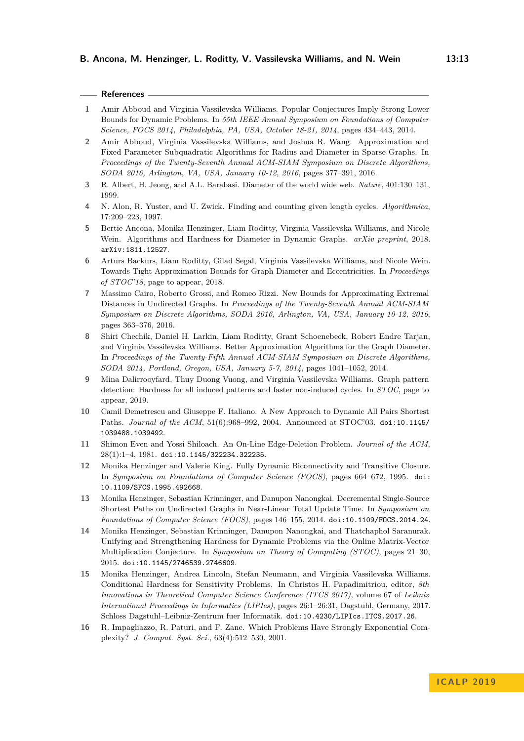## References

1. Amir Abboud and Virginia Vassilevska Williams. Popular Conjectures Imply Strong Lower Bounds for Dynamic Problems. In *55th IEEE Annual Symposium on Foundations of Computer Science, FOCS 2014, Philadelphia, PA, USA, October 18-21, 2014*, pages 434–443, 2014.
2. Amir Abboud, Virginia Vassilevska Williams, and Joshua R. Wang. Approximation and Fixed Parameter Subquadratic Algorithms for Radius and Diameter in Sparse Graphs. In *Proceedings of the Twenty-Seventh Annual ACM-SIAM Symposium on Discrete Algorithms, SODA 2016, Arlington, VA, USA, January 10-12, 2016*, pages 377–391, 2016.
3. R. Albert, H. Jeong, and A.L. Barabasi. Diameter of the world wide web. *Nature*, 401:130–131, 1999.
4. N. Alon, R. Yuster, and U. Zwick. Finding and counting given length cycles. *Algorithmica*, 17:209–223, 1997.
5. Bertie Ancona, Monika Henzinger, Liam Roditty, Virginia Vassilevska Williams, and Nicole Wein. Algorithms and Hardness for Diameter in Dynamic Graphs. *arXiv preprint*, 2018. `arXiv:1811.12527`.
6. Arturs Backurs, Liam Roditty, Gilad Segal, Virginia Vassilevska Williams, and Nicole Wein. Towards Tight Approximation Bounds for Graph Diameter and Eccentricities. In *Proceedings of STOC'18*, page to appear, 2018.
7. Massimo Cairo, Roberto Grossi, and Romeo Rizzi. New Bounds for Approximating Extremal Distances in Undirected Graphs. In *Proceedings of the Twenty-Seventh Annual ACM-SIAM Symposium on Discrete Algorithms, SODA 2016, Arlington, VA, USA, January 10-12, 2016*, pages 363–376, 2016.
8. Shiri Chechik, Daniel H. Larkin, Liam Roditty, Grant Schoenebeck, Robert Endre Tarjan, and Virginia Vassilevska Williams. Better Approximation Algorithms for the Graph Diameter. In *Proceedings of the Twenty-Fifth Annual ACM-SIAM Symposium on Discrete Algorithms, SODA 2014, Portland, Oregon, USA, January 5-7, 2014*, pages 1041–1052, 2014.
9. Mina Dalirrooyfard, Thuy Duong Vuong, and Virginia Vassilevska Williams. Graph pattern detection: Hardness for all induced patterns and faster non-induced cycles. In *STOC*, page to appear, 2019.
10. Camil Demetrescu and Giuseppe F. Italiano. A New Approach to Dynamic All Pairs Shortest Paths. *Journal of the ACM*, 51(6):968–992, 2004. Announced at STOC'03. `doi:10.1145/1039488.1039492`.
11. Shimon Even and Yossi Shiloach. An On-Line Edge-Deletion Problem. *Journal of the ACM*, 28(1):1–4, 1981. `doi:10.1145/322234.322235`.
12. Monika Henzinger and Valerie King. Fully Dynamic Biconnectivity and Transitive Closure. In *Symposium on Foundations of Computer Science (FOCS)*, pages 664–672, 1995. `doi:10.1109/SFCS.1995.492668`.
13. Monika Henzinger, Sebastian Krinninger, and Danupon Nanongkai. Decremental Single-Source Shortest Paths on Undirected Graphs in Near-Linear Total Update Time. In *Symposium on Foundations of Computer Science (FOCS)*, pages 146–155, 2014. `doi:10.1109/FOCS.2014.24`.
14. Monika Henzinger, Sebastian Krinninger, Danupon Nanongkai, and Thatchaphol Saranurak. Unifying and Strengthening Hardness for Dynamic Problems via the Online Matrix-Vector Multiplication Conjecture. In *Symposium on Theory of Computing (STOC)*, pages 21–30, 2015. `doi:10.1145/2746539.2746609`.
15. Monika Henzinger, Andrea Lincoln, Stefan Neumann, and Virginia Vassilevska Williams. Conditional Hardness for Sensitivity Problems. In Christos H. Papadimitriou, editor, *8th Innovations in Theoretical Computer Science Conference (ITCS 2017)*, volume 67 of *Leibniz International Proceedings in Informatics (LIPIcs)*, pages 26:1–26:31, Dagstuhl, Germany, 2017. Schloss Dagstuhl–Leibniz-Zentrum fuer Informatik. `doi:10.4230/LIPIcs.ITCS.2017.26`.
16. R. Impagliazzo, R. Paturi, and F. Zane. Which Problems Have Strongly Exponential Complexity? *J. Comput. Syst. Sci.*, 63(4):512–530, 2001.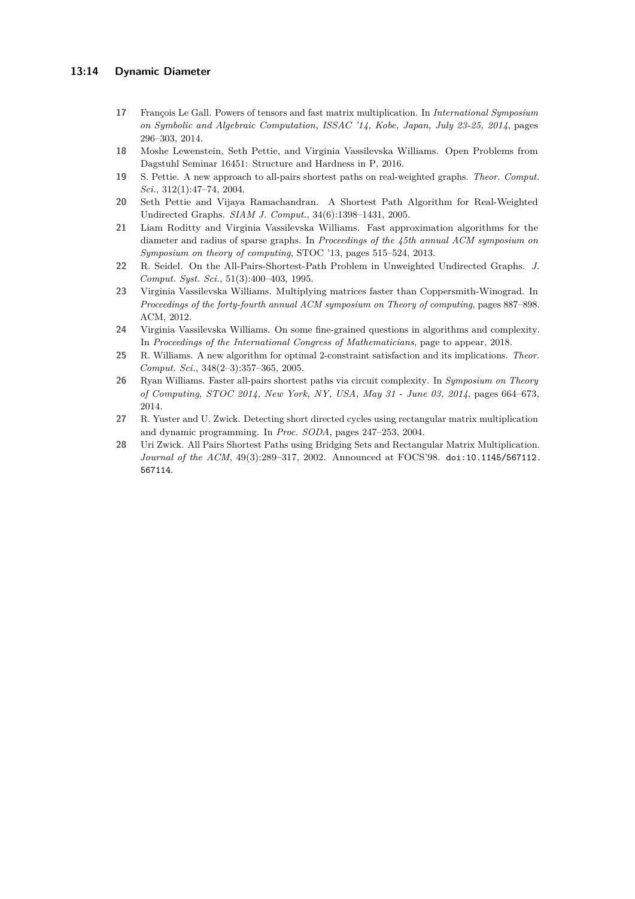17 François Le Gall. Powers of tensors and fast matrix multiplication. In *International Symposium on Symbolic and Algebraic Computation, ISSAC '14, Kobe, Japan, July 23-25, 2014*, pages 296–303, 2014.

18 Moshe Lewenstein, Seth Pettie, and Virginia Vassilevska Williams. Open Problems from Dagstuhl Seminar 16451: Structure and Hardness in P, 2016.

19 S. Pettie. A new approach to all-pairs shortest paths on real-weighted graphs. *Theor. Comput. Sci.*, 312(1):47–74, 2004.

20 Seth Pettie and Vijaya Ramachandran. A Shortest Path Algorithm for Real-Weighted Undirected Graphs. *SIAM J. Comput.*, 34(6):1398–1431, 2005.

21 Liam Roditty and Virginia Vassilevska Williams. Fast approximation algorithms for the diameter and radius of sparse graphs. In *Proceedings of the 45th annual ACM symposium on Symposium on theory of computing*, STOC '13, pages 515–524, 2013.

22 R. Seidel. On the All-Pairs-Shortest-Path Problem in Unweighted Undirected Graphs. *J. Comput. Syst. Sci.*, 51(3):400–403, 1995.

23 Virginia Vassilevska Williams. Multiplying matrices faster than Coppersmith-Winograd. In *Proceedings of the forty-fourth annual ACM symposium on Theory of computing*, pages 887–898. ACM, 2012.

24 Virginia Vassilevska Williams. On some fine-grained questions in algorithms and complexity. In *Proceedings of the International Congress of Mathematicians*, page to appear, 2018.

25 R. Williams. A new algorithm for optimal 2-constraint satisfaction and its implications. *Theor. Comput. Sci.*, 348(2–3):357–365, 2005.

26 Ryan Williams. Faster all-pairs shortest paths via circuit complexity. In *Symposium on Theory of Computing, STOC 2014, New York, NY, USA, May 31 - June 03, 2014*, pages 664–673, 2014.

27 R. Yuster and U. Zwick. Detecting short directed cycles using rectangular matrix multiplication and dynamic programming. In *Proc. SODA*, pages 247–253, 2004.

28 Uri Zwick. All Pairs Shortest Paths using Bridging Sets and Rectangular Matrix Multiplication. *Journal of the ACM*, 49(3):289–317, 2002. Announced at FOCS'98. doi:10.1145/567112.567114.